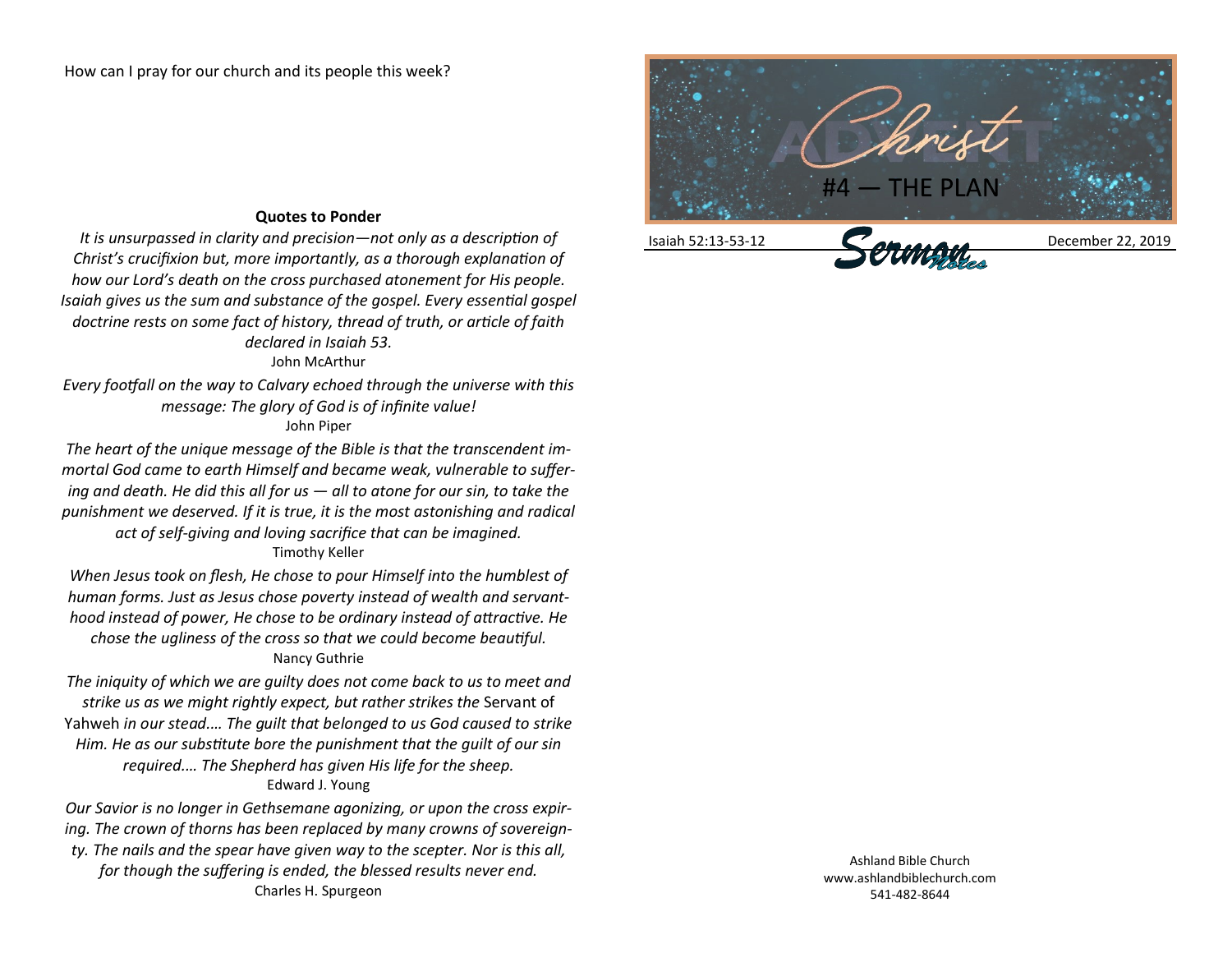How can I pray for our church and its people this week?

**Quotes to Ponder**

*It is unsurpassed in clarity and precision—not only as a description of Christ's crucifixion but, more importantly, as a thorough explanation of how our Lord's death on the cross purchased atonement for His people. Isaiah gives us the sum and substance of the gospel. Every essential gospel doctrine rests on some fact of history, thread of truth, or article of faith declared in Isaiah 53.*
John McArthur

*Every footfall on the way to Calvary echoed through the universe with this message: The glory of God is of infinite value!*
John Piper

*The heart of the unique message of the Bible is that the transcendent immortal God came to earth Himself and became weak, vulnerable to suffering and death. He did this all for us — all to atone for our sin, to take the punishment we deserved. If it is true, it is the most astonishing and radical act of self-giving and loving sacrifice that can be imagined.*
Timothy Keller

*When Jesus took on flesh, He chose to pour Himself into the humblest of human forms. Just as Jesus chose poverty instead of wealth and servanthood instead of power, He chose to be ordinary instead of attractive. He chose the ugliness of the cross so that we could become beautiful.*
Nancy Guthrie

*The iniquity of which we are guilty does not come back to us to meet and strike us as we might rightly expect, but rather strikes the* Servant of Yahweh *in our stead.… The guilt that belonged to us God caused to strike Him. He as our substitute bore the punishment that the guilt of our sin required.… The Shepherd has given His life for the sheep.*
Edward J. Young

*Our Savior is no longer in Gethsemane agonizing, or upon the cross expiring. The crown of thorns has been replaced by many crowns of sovereignty. The nails and the spear have given way to the scepter. Nor is this all, for though the suffering is ended, the blessed results never end.*
Charles H. Spurgeon

# Advent Christ
## #4 — THE PLAN

Isaiah 52:13-53-12 **Sermon Notes** December 22, 2019

Ashland Bible Church
www.ashlandbiblechurch.com
541-482-8644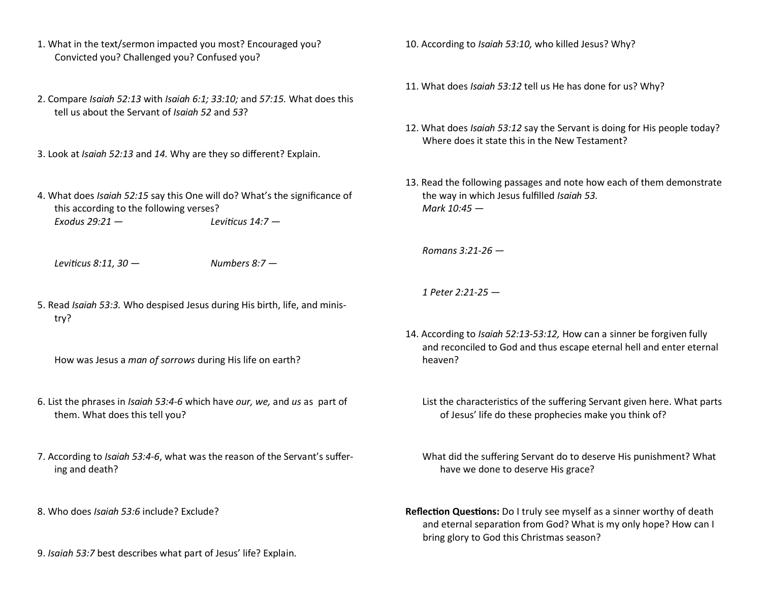1. What in the text/sermon impacted you most? Encouraged you? Convicted you? Challenged you? Confused you?

2. Compare *Isaiah 52:13* with *Isaiah 6:1; 33:10;* and *57:15.* What does this tell us about the Servant of *Isaiah 52* and *53*?

3. Look at *Isaiah 52:13* and *14.* Why are they so different? Explain.

4. What does *Isaiah 52:15* say this One will do? What's the significance of this according to the following verses?
   *Exodus 29:21 —*
   *Leviticus 14:7 —*
   *Leviticus 8:11, 30 —*
   *Numbers 8:7 —*

5. Read *Isaiah 53:3.* Who despised Jesus during His birth, life, and ministry?

   How was Jesus a *man of sorrows* during His life on earth?

6. List the phrases in *Isaiah 53:4-6* which have *our, we,* and *us* as part of them. What does this tell you?

7. According to *Isaiah 53:4-6*, what was the reason of the Servant's suffering and death?

8. Who does *Isaiah 53:6* include? Exclude?

9. *Isaiah 53:7* best describes what part of Jesus' life? Explain.

10. According to *Isaiah 53:10,* who killed Jesus? Why?

11. What does *Isaiah 53:12* tell us He has done for us? Why?

12. What does *Isaiah 53:12* say the Servant is doing for His people today? Where does it state this in the New Testament?

13. Read the following passages and note how each of them demonstrate the way in which Jesus fulfilled *Isaiah 53.*
    *Mark 10:45 —*

    *Romans 3:21-26 —*

    *1 Peter 2:21-25 —*

14. According to *Isaiah 52:13-53:12,* How can a sinner be forgiven fully and reconciled to God and thus escape eternal hell and enter eternal heaven?

    List the characteristics of the suffering Servant given here. What parts of Jesus' life do these prophecies make you think of?

    What did the suffering Servant do to deserve His punishment? What have we done to deserve His grace?

**Reflection Questions:** Do I truly see myself as a sinner worthy of death and eternal separation from God? What is my only hope? How can I bring glory to God this Christmas season?